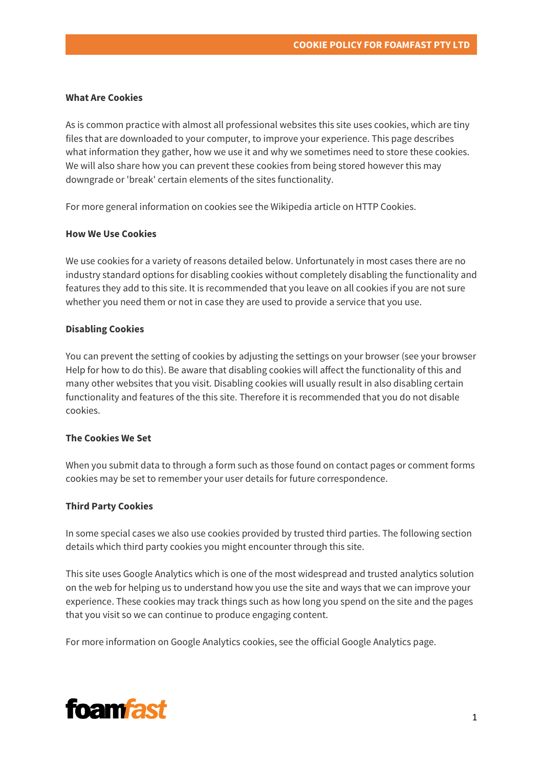# COOKIE POLICY FOR FOAMFAST PTY LTD

**What Are Cookies**

As is common practice with almost all professional websites this site uses cookies, which are tiny files that are downloaded to your computer, to improve your experience. This page describes what information they gather, how we use it and why we sometimes need to store these cookies. We will also share how you can prevent these cookies from being stored however this may downgrade or 'break' certain elements of the sites functionality.

For more general information on cookies see the Wikipedia article on HTTP Cookies.

**How We Use Cookies**

We use cookies for a variety of reasons detailed below. Unfortunately in most cases there are no industry standard options for disabling cookies without completely disabling the functionality and features they add to this site. It is recommended that you leave on all cookies if you are not sure whether you need them or not in case they are used to provide a service that you use.

**Disabling Cookies**

You can prevent the setting of cookies by adjusting the settings on your browser (see your browser Help for how to do this). Be aware that disabling cookies will affect the functionality of this and many other websites that you visit. Disabling cookies will usually result in also disabling certain functionality and features of the this site. Therefore it is recommended that you do not disable cookies.

**The Cookies We Set**

When you submit data to through a form such as those found on contact pages or comment forms cookies may be set to remember your user details for future correspondence.

**Third Party Cookies**

In some special cases we also use cookies provided by trusted third parties. The following section details which third party cookies you might encounter through this site.

This site uses Google Analytics which is one of the most widespread and trusted analytics solution on the web for helping us to understand how you use the site and ways that we can improve your experience. These cookies may track things such as how long you spend on the site and the pages that you visit so we can continue to produce engaging content.

For more information on Google Analytics cookies, see the official Google Analytics page.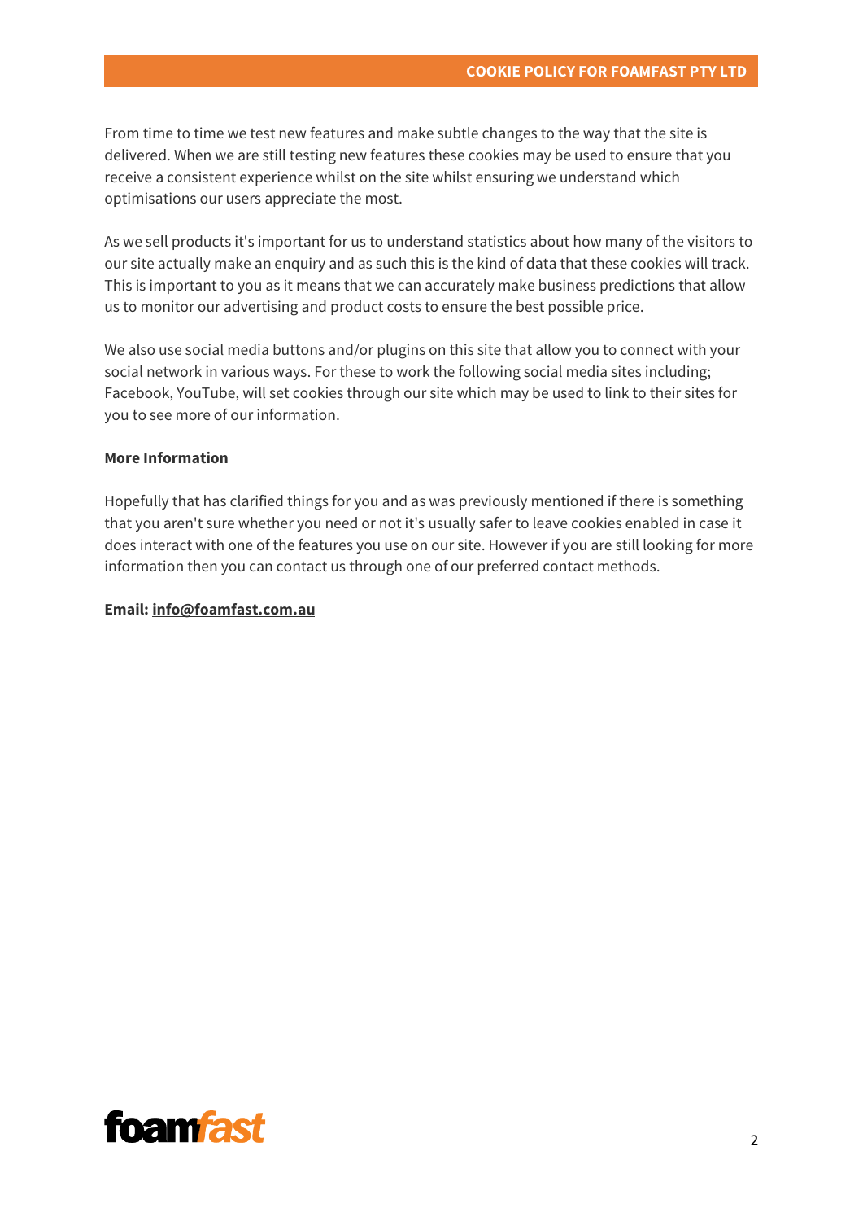From time to time we test new features and make subtle changes to the way that the site is delivered. When we are still testing new features these cookies may be used to ensure that you receive a consistent experience whilst on the site whilst ensuring we understand which optimisations our users appreciate the most.

As we sell products it's important for us to understand statistics about how many of the visitors to our site actually make an enquiry and as such this is the kind of data that these cookies will track. This is important to you as it means that we can accurately make business predictions that allow us to monitor our advertising and product costs to ensure the best possible price.

We also use social media buttons and/or plugins on this site that allow you to connect with your social network in various ways. For these to work the following social media sites including; Facebook, YouTube, will set cookies through our site which may be used to link to their sites for you to see more of our information.

**More Information**

Hopefully that has clarified things for you and as was previously mentioned if there is something that you aren't sure whether you need or not it's usually safer to leave cookies enabled in case it does interact with one of the features you use on our site. However if you are still looking for more information then you can contact us through one of our preferred contact methods.

**Email: info@foamfast.com.au**